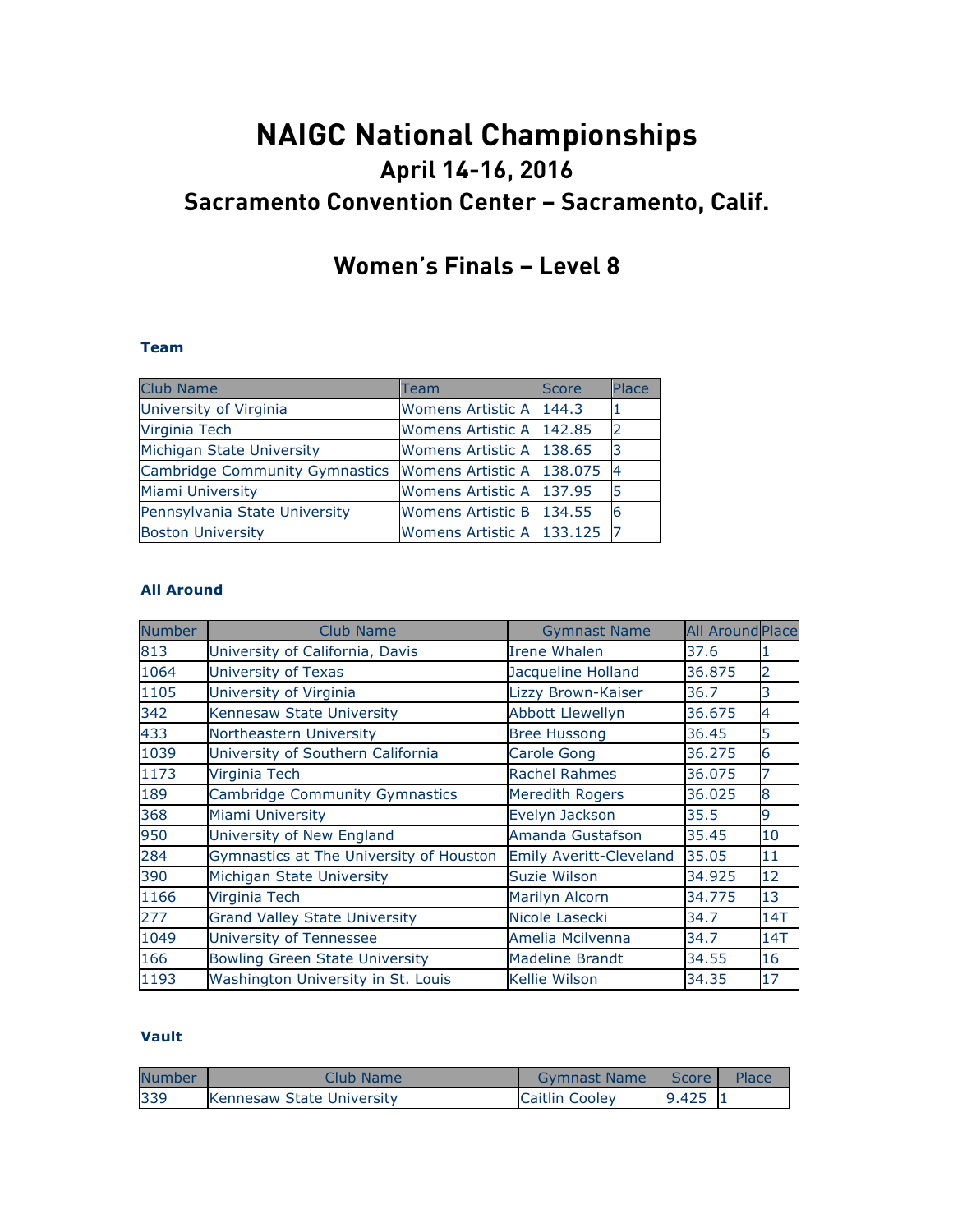# NAIGC National Championships

## April 14-16, 2016

## Sacramento Convention Center – Sacramento, Calif.

## Women's Finals – Level 8

### Team

| Club Name | Team | Score | Place |
|---|---|---|---|
| University of Virginia | Womens Artistic A | 144.3 | 1 |
| Virginia Tech | Womens Artistic A | 142.85 | 2 |
| Michigan State University | Womens Artistic A | 138.65 | 3 |
| Cambridge Community Gymnastics | Womens Artistic A | 138.075 | 4 |
| Miami University | Womens Artistic A | 137.95 | 5 |
| Pennsylvania State University | Womens Artistic B | 134.55 | 6 |
| Boston University | Womens Artistic A | 133.125 | 7 |

### All Around

| Number | Club Name | Gymnast Name | All Around | Place |
|---|---|---|---|---|
| 813 | University of California, Davis | Irene Whalen | 37.6 | 1 |
| 1064 | University of Texas | Jacqueline Holland | 36.875 | 2 |
| 1105 | University of Virginia | Lizzy Brown-Kaiser | 36.7 | 3 |
| 342 | Kennesaw State University | Abbott Llewellyn | 36.675 | 4 |
| 433 | Northeastern University | Bree Hussong | 36.45 | 5 |
| 1039 | University of Southern California | Carole Gong | 36.275 | 6 |
| 1173 | Virginia Tech | Rachel Rahmes | 36.075 | 7 |
| 189 | Cambridge Community Gymnastics | Meredith Rogers | 36.025 | 8 |
| 368 | Miami University | Evelyn Jackson | 35.5 | 9 |
| 950 | University of New England | Amanda Gustafson | 35.45 | 10 |
| 284 | Gymnastics at The University of Houston | Emily Averitt-Cleveland | 35.05 | 11 |
| 390 | Michigan State University | Suzie Wilson | 34.925 | 12 |
| 1166 | Virginia Tech | Marilyn Alcorn | 34.775 | 13 |
| 277 | Grand Valley State University | Nicole Lasecki | 34.7 | 14T |
| 1049 | University of Tennessee | Amelia Mcilvenna | 34.7 | 14T |
| 166 | Bowling Green State University | Madeline Brandt | 34.55 | 16 |
| 1193 | Washington University in St. Louis | Kellie Wilson | 34.35 | 17 |

### Vault

| Number | Club Name | Gymnast Name | Score | Place |
|---|---|---|---|---|
| 339 | Kennesaw State University | Caitlin Cooley | 9.425 | 1 |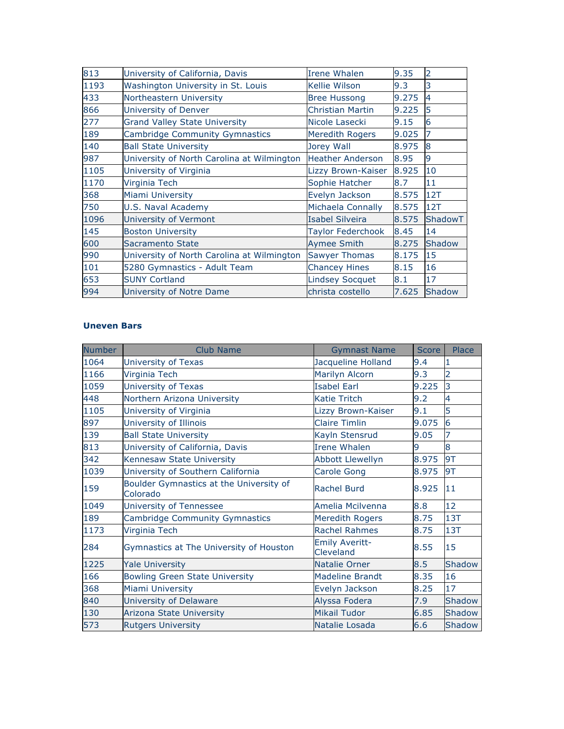| | | | | |
|---|---|---|---|---|
| 813 | University of California, Davis | Irene Whalen | 9.35 | 2 |
| 1193 | Washington University in St. Louis | Kellie Wilson | 9.3 | 3 |
| 433 | Northeastern University | Bree Hussong | 9.275 | 4 |
| 866 | University of Denver | Christian Martin | 9.225 | 5 |
| 277 | Grand Valley State University | Nicole Lasecki | 9.15 | 6 |
| 189 | Cambridge Community Gymnastics | Meredith Rogers | 9.025 | 7 |
| 140 | Ball State University | Jorey Wall | 8.975 | 8 |
| 987 | University of North Carolina at Wilmington | Heather Anderson | 8.95 | 9 |
| 1105 | University of Virginia | Lizzy Brown-Kaiser | 8.925 | 10 |
| 1170 | Virginia Tech | Sophie Hatcher | 8.7 | 11 |
| 368 | Miami University | Evelyn Jackson | 8.575 | 12T |
| 750 | U.S. Naval Academy | Michaela Connally | 8.575 | 12T |
| 1096 | University of Vermont | Isabel Silveira | 8.575 | ShadowT |
| 145 | Boston University | Taylor Federchook | 8.45 | 14 |
| 600 | Sacramento State | Aymee Smith | 8.275 | Shadow |
| 990 | University of North Carolina at Wilmington | Sawyer Thomas | 8.175 | 15 |
| 101 | 5280 Gymnastics - Adult Team | Chancey Hines | 8.15 | 16 |
| 653 | SUNY Cortland | Lindsey Socquet | 8.1 | 17 |
| 994 | University of Notre Dame | christa costello | 7.625 | Shadow |

### Uneven Bars

| Number | Club Name | Gymnast Name | Score | Place |
|---|---|---|---|---|
| 1064 | University of Texas | Jacqueline Holland | 9.4 | 1 |
| 1166 | Virginia Tech | Marilyn Alcorn | 9.3 | 2 |
| 1059 | University of Texas | Isabel Earl | 9.225 | 3 |
| 448 | Northern Arizona University | Katie Tritch | 9.2 | 4 |
| 1105 | University of Virginia | Lizzy Brown-Kaiser | 9.1 | 5 |
| 897 | University of Illinois | Claire Timlin | 9.075 | 6 |
| 139 | Ball State University | Kayln Stensrud | 9.05 | 7 |
| 813 | University of California, Davis | Irene Whalen | 9 | 8 |
| 342 | Kennesaw State University | Abbott Llewellyn | 8.975 | 9T |
| 1039 | University of Southern California | Carole Gong | 8.975 | 9T |
| 159 | Boulder Gymnastics at the University of Colorado | Rachel Burd | 8.925 | 11 |
| 1049 | University of Tennessee | Amelia Mcilvenna | 8.8 | 12 |
| 189 | Cambridge Community Gymnastics | Meredith Rogers | 8.75 | 13T |
| 1173 | Virginia Tech | Rachel Rahmes | 8.75 | 13T |
| 284 | Gymnastics at The University of Houston | Emily Averitt-Cleveland | 8.55 | 15 |
| 1225 | Yale University | Natalie Orner | 8.5 | Shadow |
| 166 | Bowling Green State University | Madeline Brandt | 8.35 | 16 |
| 368 | Miami University | Evelyn Jackson | 8.25 | 17 |
| 840 | University of Delaware | Alyssa Fodera | 7.9 | Shadow |
| 130 | Arizona State University | Mikail Tudor | 6.85 | Shadow |
| 573 | Rutgers University | Natalie Losada | 6.6 | Shadow |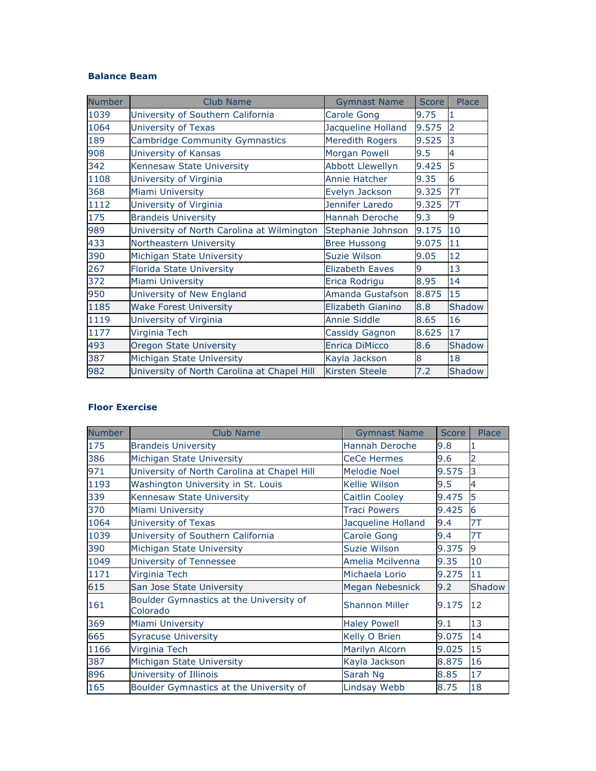**Balance Beam**

| Number | Club Name | Gymnast Name | Score | Place |
|---|---|---|---|---|
| 1039 | University of Southern California | Carole Gong | 9.75 | 1 |
| 1064 | University of Texas | Jacqueline Holland | 9.575 | 2 |
| 189 | Cambridge Community Gymnastics | Meredith Rogers | 9.525 | 3 |
| 908 | University of Kansas | Morgan Powell | 9.5 | 4 |
| 342 | Kennesaw State University | Abbott Llewellyn | 9.425 | 5 |
| 1108 | University of Virginia | Annie Hatcher | 9.35 | 6 |
| 368 | Miami University | Evelyn Jackson | 9.325 | 7T |
| 1112 | University of Virginia | Jennifer Laredo | 9.325 | 7T |
| 175 | Brandeis University | Hannah Deroche | 9.3 | 9 |
| 989 | University of North Carolina at Wilmington | Stephanie Johnson | 9.175 | 10 |
| 433 | Northeastern University | Bree Hussong | 9.075 | 11 |
| 390 | Michigan State University | Suzie Wilson | 9.05 | 12 |
| 267 | Florida State University | Elizabeth Eaves | 9 | 13 |
| 372 | Miami University | Erica Rodrigu | 8.95 | 14 |
| 950 | University of New England | Amanda Gustafson | 8.875 | 15 |
| 1185 | Wake Forest University | Elizabeth Gianino | 8.8 | Shadow |
| 1119 | University of Virginia | Annie Siddle | 8.65 | 16 |
| 1177 | Virginia Tech | Cassidy Gagnon | 8.625 | 17 |
| 493 | Oregon State University | Enrica DiMicco | 8.6 | Shadow |
| 387 | Michigan State University | Kayla Jackson | 8 | 18 |
| 982 | University of North Carolina at Chapel Hill | Kirsten Steele | 7.2 | Shadow |

**Floor Exercise**

| Number | Club Name | Gymnast Name | Score | Place |
|---|---|---|---|---|
| 175 | Brandeis University | Hannah Deroche | 9.8 | 1 |
| 386 | Michigan State University | CeCe Hermes | 9.6 | 2 |
| 971 | University of North Carolina at Chapel Hill | Melodie Noel | 9.575 | 3 |
| 1193 | Washington University in St. Louis | Kellie Wilson | 9.5 | 4 |
| 339 | Kennesaw State University | Caitlin Cooley | 9.475 | 5 |
| 370 | Miami University | Traci Powers | 9.425 | 6 |
| 1064 | University of Texas | Jacqueline Holland | 9.4 | 7T |
| 1039 | University of Southern California | Carole Gong | 9.4 | 7T |
| 390 | Michigan State University | Suzie Wilson | 9.375 | 9 |
| 1049 | University of Tennessee | Amelia Mcilvenna | 9.35 | 10 |
| 1171 | Virginia Tech | Michaela Lorio | 9.275 | 11 |
| 615 | San Jose State University | Megan Nebesnick | 9.2 | Shadow |
| 161 | Boulder Gymnastics at the University of Colorado | Shannon Miller | 9.175 | 12 |
| 369 | Miami University | Haley Powell | 9.1 | 13 |
| 665 | Syracuse University | Kelly O Brien | 9.075 | 14 |
| 1166 | Virginia Tech | Marilyn Alcorn | 9.025 | 15 |
| 387 | Michigan State University | Kayla Jackson | 8.875 | 16 |
| 896 | University of Illinois | Sarah Ng | 8.85 | 17 |
| 165 | Boulder Gymnastics at the University of | Lindsay Webb | 8.75 | 18 |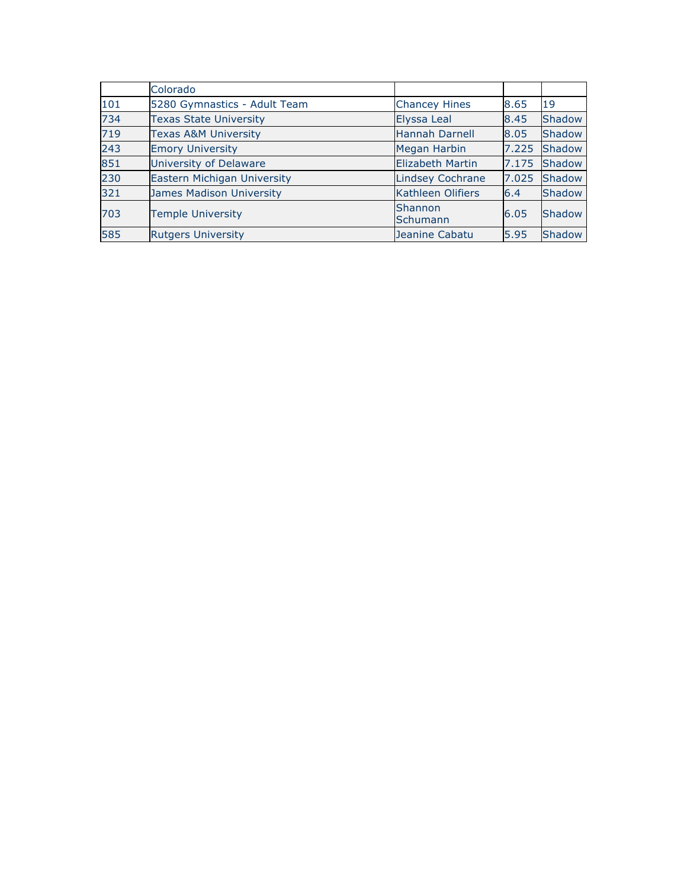| | | | | |
|---|---|---|---|---|
| | Colorado | | | |
| 101 | 5280 Gymnastics - Adult Team | Chancey Hines | 8.65 | 19 |
| 734 | Texas State University | Elyssa Leal | 8.45 | Shadow |
| 719 | Texas A&M University | Hannah Darnell | 8.05 | Shadow |
| 243 | Emory University | Megan Harbin | 7.225 | Shadow |
| 851 | University of Delaware | Elizabeth Martin | 7.175 | Shadow |
| 230 | Eastern Michigan University | Lindsey Cochrane | 7.025 | Shadow |
| 321 | James Madison University | Kathleen Olifiers | 6.4 | Shadow |
| 703 | Temple University | Shannon Schumann | 6.05 | Shadow |
| 585 | Rutgers University | Jeanine Cabatu | 5.95 | Shadow |